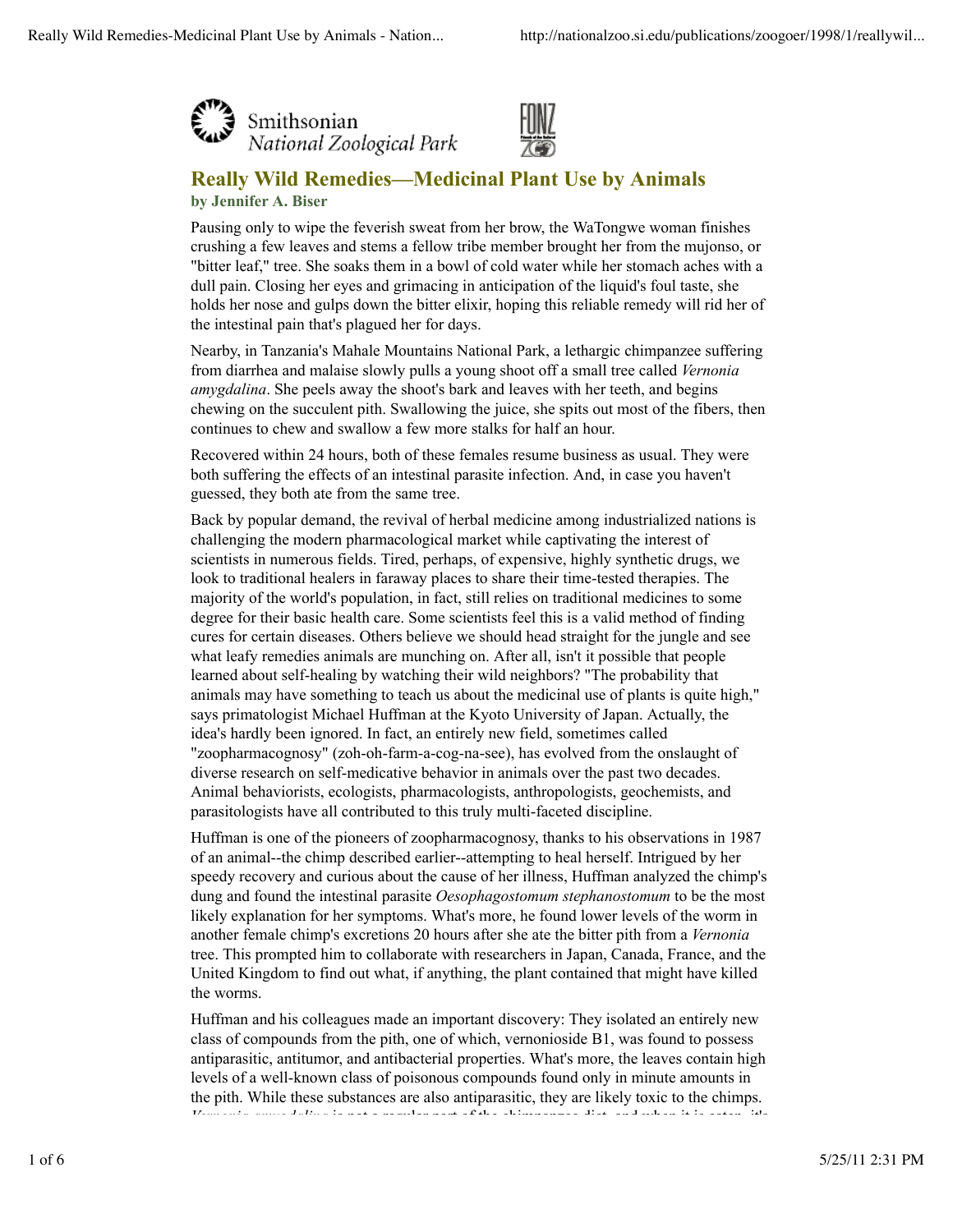Smithsonian National Zoological Park

# Really Wild Remedies—Medicinal Plant Use by Animals

**by Jennifer A. Biser**

Pausing only to wipe the feverish sweat from her brow, the WaTongwe woman finishes crushing a few leaves and stems a fellow tribe member brought her from the mujonso, or "bitter leaf," tree. She soaks them in a bowl of cold water while her stomach aches with a dull pain. Closing her eyes and grimacing in anticipation of the liquid's foul taste, she holds her nose and gulps down the bitter elixir, hoping this reliable remedy will rid her of the intestinal pain that's plagued her for days.

Nearby, in Tanzania's Mahale Mountains National Park, a lethargic chimpanzee suffering from diarrhea and malaise slowly pulls a young shoot off a small tree called *Vernonia amygdalina*. She peels away the shoot's bark and leaves with her teeth, and begins chewing on the succulent pith. Swallowing the juice, she spits out most of the fibers, then continues to chew and swallow a few more stalks for half an hour.

Recovered within 24 hours, both of these females resume business as usual. They were both suffering the effects of an intestinal parasite infection. And, in case you haven't guessed, they both ate from the same tree.

Back by popular demand, the revival of herbal medicine among industrialized nations is challenging the modern pharmacological market while captivating the interest of scientists in numerous fields. Tired, perhaps, of expensive, highly synthetic drugs, we look to traditional healers in faraway places to share their time-tested therapies. The majority of the world's population, in fact, still relies on traditional medicines to some degree for their basic health care. Some scientists feel this is a valid method of finding cures for certain diseases. Others believe we should head straight for the jungle and see what leafy remedies animals are munching on. After all, isn't it possible that people learned about self-healing by watching their wild neighbors? "The probability that animals may have something to teach us about the medicinal use of plants is quite high," says primatologist Michael Huffman at the Kyoto University of Japan. Actually, the idea's hardly been ignored. In fact, an entirely new field, sometimes called "zoopharmacognosy" (zoh-oh-farm-a-cog-na-see), has evolved from the onslaught of diverse research on self-medicative behavior in animals over the past two decades. Animal behaviorists, ecologists, pharmacologists, anthropologists, geochemists, and parasitologists have all contributed to this truly multi-faceted discipline.

Huffman is one of the pioneers of zoopharmacognosy, thanks to his observations in 1987 of an animal--the chimp described earlier--attempting to heal herself. Intrigued by her speedy recovery and curious about the cause of her illness, Huffman analyzed the chimp's dung and found the intestinal parasite *Oesophagostomum stephanostomum* to be the most likely explanation for her symptoms. What's more, he found lower levels of the worm in another female chimp's excretions 20 hours after she ate the bitter pith from a *Vernonia* tree. This prompted him to collaborate with researchers in Japan, Canada, France, and the United Kingdom to find out what, if anything, the plant contained that might have killed the worms.

Huffman and his colleagues made an important discovery: They isolated an entirely new class of compounds from the pith, one of which, vernonioside B1, was found to possess antiparasitic, antitumor, and antibacterial properties. What's more, the leaves contain high levels of a well-known class of poisonous compounds found only in minute amounts in the pith. While these substances are also antiparasitic, they are likely toxic to the chimps.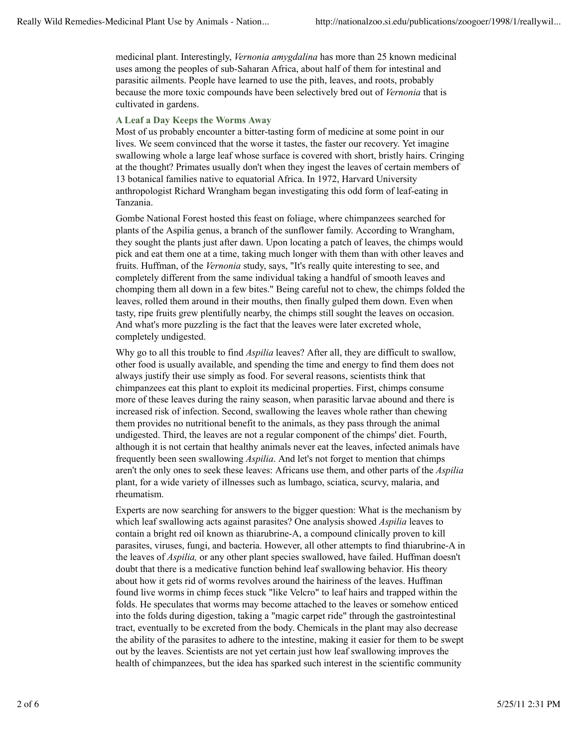medicinal plant. Interestingly, *Vernonia amygdalina* has more than 25 known medicinal uses among the peoples of sub-Saharan Africa, about half of them for intestinal and parasitic ailments. People have learned to use the pith, leaves, and roots, probably because the more toxic compounds have been selectively bred out of *Vernonia* that is cultivated in gardens.

### A Leaf a Day Keeps the Worms Away

Most of us probably encounter a bitter-tasting form of medicine at some point in our lives. We seem convinced that the worse it tastes, the faster our recovery. Yet imagine swallowing whole a large leaf whose surface is covered with short, bristly hairs. Cringing at the thought? Primates usually don't when they ingest the leaves of certain members of 13 botanical families native to equatorial Africa. In 1972, Harvard University anthropologist Richard Wrangham began investigating this odd form of leaf-eating in Tanzania.

Gombe National Forest hosted this feast on foliage, where chimpanzees searched for plants of the Aspilia genus, a branch of the sunflower family. According to Wrangham, they sought the plants just after dawn. Upon locating a patch of leaves, the chimps would pick and eat them one at a time, taking much longer with them than with other leaves and fruits. Huffman, of the *Vernonia* study, says, "It's really quite interesting to see, and completely different from the same individual taking a handful of smooth leaves and chomping them all down in a few bites." Being careful not to chew, the chimps folded the leaves, rolled them around in their mouths, then finally gulped them down. Even when tasty, ripe fruits grew plentifully nearby, the chimps still sought the leaves on occasion. And what's more puzzling is the fact that the leaves were later excreted whole, completely undigested.

Why go to all this trouble to find *Aspilia* leaves? After all, they are difficult to swallow, other food is usually available, and spending the time and energy to find them does not always justify their use simply as food. For several reasons, scientists think that chimpanzees eat this plant to exploit its medicinal properties. First, chimps consume more of these leaves during the rainy season, when parasitic larvae abound and there is increased risk of infection. Second, swallowing the leaves whole rather than chewing them provides no nutritional benefit to the animals, as they pass through the animal undigested. Third, the leaves are not a regular component of the chimps' diet. Fourth, although it is not certain that healthy animals never eat the leaves, infected animals have frequently been seen swallowing *Aspilia*. And let's not forget to mention that chimps aren't the only ones to seek these leaves: Africans use them, and other parts of the *Aspilia* plant, for a wide variety of illnesses such as lumbago, sciatica, scurvy, malaria, and rheumatism.

Experts are now searching for answers to the bigger question: What is the mechanism by which leaf swallowing acts against parasites? One analysis showed *Aspilia* leaves to contain a bright red oil known as thiarubrine-A, a compound clinically proven to kill parasites, viruses, fungi, and bacteria. However, all other attempts to find thiarubrine-A in the leaves of *Aspilia,* or any other plant species swallowed, have failed. Huffman doesn't doubt that there is a medicative function behind leaf swallowing behavior. His theory about how it gets rid of worms revolves around the hairiness of the leaves. Huffman found live worms in chimp feces stuck "like Velcro" to leaf hairs and trapped within the folds. He speculates that worms may become attached to the leaves or somehow enticed into the folds during digestion, taking a "magic carpet ride" through the gastrointestinal tract, eventually to be excreted from the body. Chemicals in the plant may also decrease the ability of the parasites to adhere to the intestine, making it easier for them to be swept out by the leaves. Scientists are not yet certain just how leaf swallowing improves the health of chimpanzees, but the idea has sparked such interest in the scientific community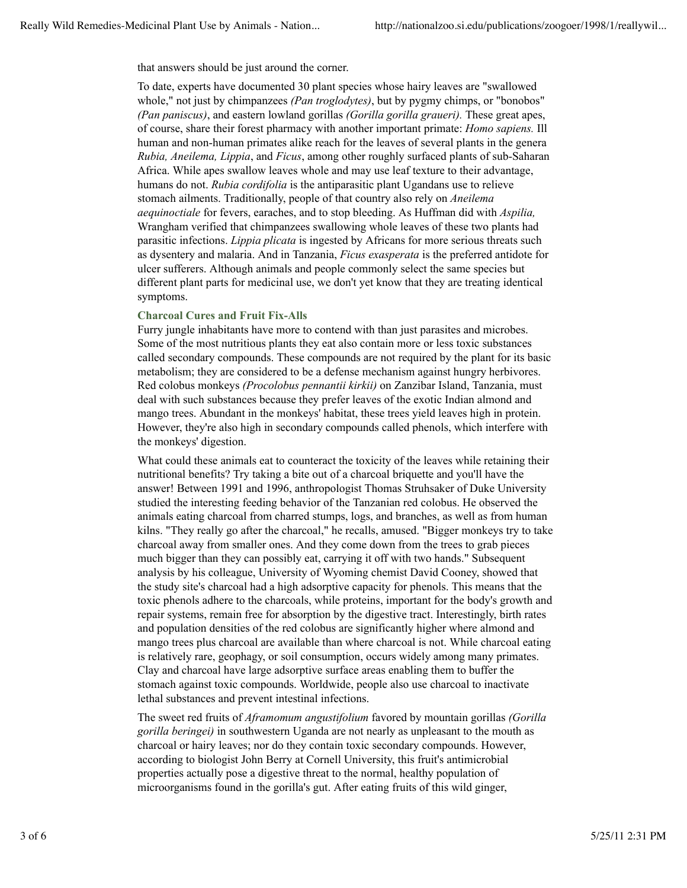that answers should be just around the corner.

To date, experts have documented 30 plant species whose hairy leaves are "swallowed whole," not just by chimpanzees *(Pan troglodytes)*, but by pygmy chimps, or "bonobos" *(Pan paniscus)*, and eastern lowland gorillas *(Gorilla gorilla graueri).* These great apes, of course, share their forest pharmacy with another important primate: *Homo sapiens.* Ill human and non-human primates alike reach for the leaves of several plants in the genera *Rubia, Aneilema, Lippia*, and *Ficus*, among other roughly surfaced plants of sub-Saharan Africa. While apes swallow leaves whole and may use leaf texture to their advantage, humans do not. *Rubia cordifolia* is the antiparasitic plant Ugandans use to relieve stomach ailments. Traditionally, people of that country also rely on *Aneilema aequinoctiale* for fevers, earaches, and to stop bleeding. As Huffman did with *Aspilia,* Wrangham verified that chimpanzees swallowing whole leaves of these two plants had parasitic infections. *Lippia plicata* is ingested by Africans for more serious threats such as dysentery and malaria. And in Tanzania, *Ficus exasperata* is the preferred antidote for ulcer sufferers. Although animals and people commonly select the same species but different plant parts for medicinal use, we don't yet know that they are treating identical symptoms.

### Charcoal Cures and Fruit Fix-Alls

Furry jungle inhabitants have more to contend with than just parasites and microbes. Some of the most nutritious plants they eat also contain more or less toxic substances called secondary compounds. These compounds are not required by the plant for its basic metabolism; they are considered to be a defense mechanism against hungry herbivores. Red colobus monkeys *(Procolobus pennantii kirkii)* on Zanzibar Island, Tanzania, must deal with such substances because they prefer leaves of the exotic Indian almond and mango trees. Abundant in the monkeys' habitat, these trees yield leaves high in protein. However, they're also high in secondary compounds called phenols, which interfere with the monkeys' digestion.

What could these animals eat to counteract the toxicity of the leaves while retaining their nutritional benefits? Try taking a bite out of a charcoal briquette and you'll have the answer! Between 1991 and 1996, anthropologist Thomas Struhsaker of Duke University studied the interesting feeding behavior of the Tanzanian red colobus. He observed the animals eating charcoal from charred stumps, logs, and branches, as well as from human kilns. "They really go after the charcoal," he recalls, amused. "Bigger monkeys try to take charcoal away from smaller ones. And they come down from the trees to grab pieces much bigger than they can possibly eat, carrying it off with two hands." Subsequent analysis by his colleague, University of Wyoming chemist David Cooney, showed that the study site's charcoal had a high adsorptive capacity for phenols. This means that the toxic phenols adhere to the charcoals, while proteins, important for the body's growth and repair systems, remain free for absorption by the digestive tract. Interestingly, birth rates and population densities of the red colobus are significantly higher where almond and mango trees plus charcoal are available than where charcoal is not. While charcoal eating is relatively rare, geophagy, or soil consumption, occurs widely among many primates. Clay and charcoal have large adsorptive surface areas enabling them to buffer the stomach against toxic compounds. Worldwide, people also use charcoal to inactivate lethal substances and prevent intestinal infections.

The sweet red fruits of *Aframomum angustifolium* favored by mountain gorillas *(Gorilla gorilla beringei)* in southwestern Uganda are not nearly as unpleasant to the mouth as charcoal or hairy leaves; nor do they contain toxic secondary compounds. However, according to biologist John Berry at Cornell University, this fruit's antimicrobial properties actually pose a digestive threat to the normal, healthy population of microorganisms found in the gorilla's gut. After eating fruits of this wild ginger,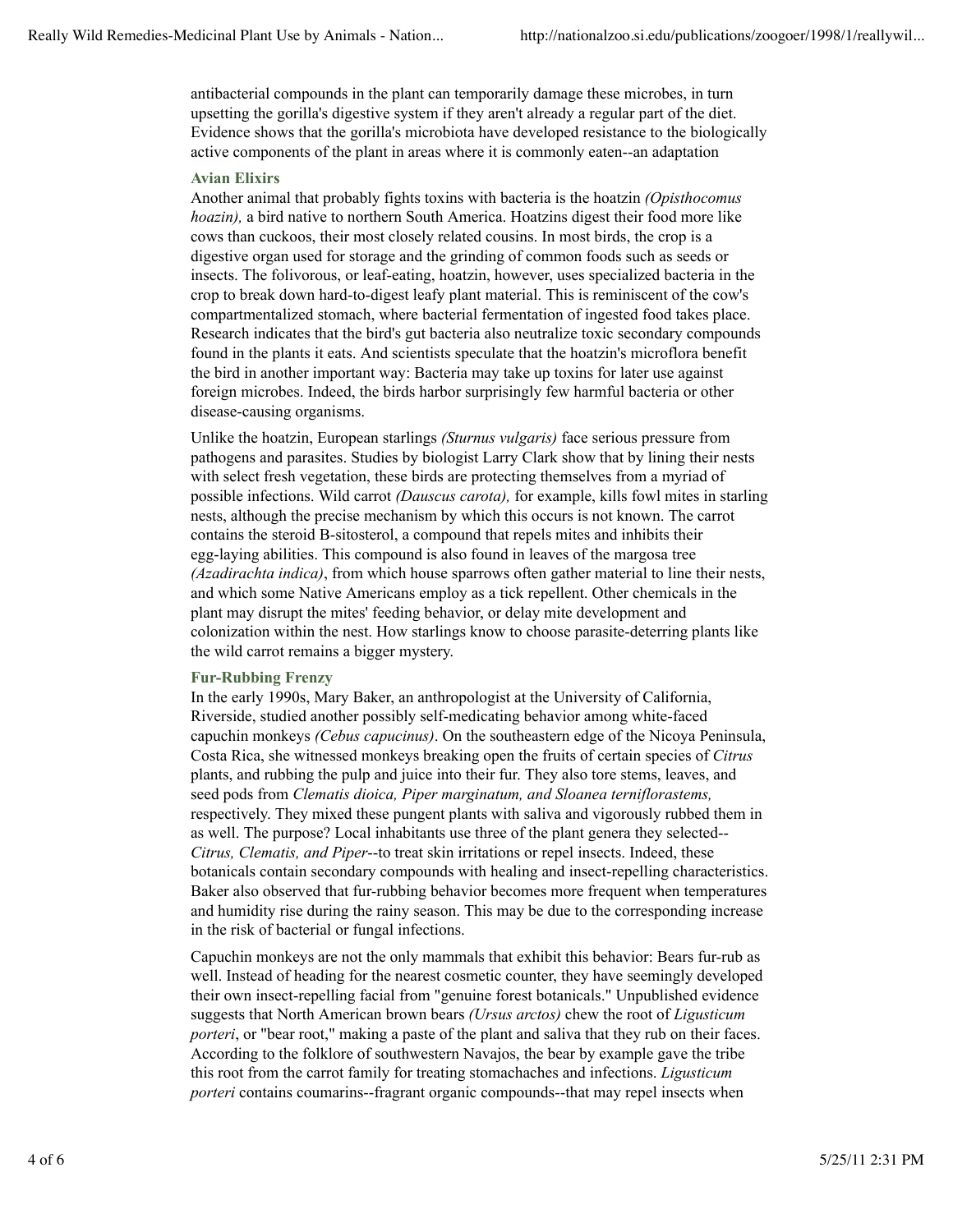antibacterial compounds in the plant can temporarily damage these microbes, in turn upsetting the gorilla's digestive system if they aren't already a regular part of the diet. Evidence shows that the gorilla's microbiota have developed resistance to the biologically active components of the plant in areas where it is commonly eaten--an adaptation

### Avian Elixirs

Another animal that probably fights toxins with bacteria is the hoatzin *(Opisthocomus hoazin),* a bird native to northern South America. Hoatzins digest their food more like cows than cuckoos, their most closely related cousins. In most birds, the crop is a digestive organ used for storage and the grinding of common foods such as seeds or insects. The folivorous, or leaf-eating, hoatzin, however, uses specialized bacteria in the crop to break down hard-to-digest leafy plant material. This is reminiscent of the cow's compartmentalized stomach, where bacterial fermentation of ingested food takes place. Research indicates that the bird's gut bacteria also neutralize toxic secondary compounds found in the plants it eats. And scientists speculate that the hoatzin's microflora benefit the bird in another important way: Bacteria may take up toxins for later use against foreign microbes. Indeed, the birds harbor surprisingly few harmful bacteria or other disease-causing organisms.

Unlike the hoatzin, European starlings *(Sturnus vulgaris)* face serious pressure from pathogens and parasites. Studies by biologist Larry Clark show that by lining their nests with select fresh vegetation, these birds are protecting themselves from a myriad of possible infections. Wild carrot *(Dauscus carota),* for example, kills fowl mites in starling nests, although the precise mechanism by which this occurs is not known. The carrot contains the steroid B-sitosterol, a compound that repels mites and inhibits their egg-laying abilities. This compound is also found in leaves of the margosa tree *(Azadirachta indica)*, from which house sparrows often gather material to line their nests, and which some Native Americans employ as a tick repellent. Other chemicals in the plant may disrupt the mites' feeding behavior, or delay mite development and colonization within the nest. How starlings know to choose parasite-deterring plants like the wild carrot remains a bigger mystery.

### Fur-Rubbing Frenzy

In the early 1990s, Mary Baker, an anthropologist at the University of California, Riverside, studied another possibly self-medicating behavior among white-faced capuchin monkeys *(Cebus capucinus)*. On the southeastern edge of the Nicoya Peninsula, Costa Rica, she witnessed monkeys breaking open the fruits of certain species of *Citrus* plants, and rubbing the pulp and juice into their fur. They also tore stems, leaves, and seed pods from *Clematis dioica, Piper marginatum, and Sloanea terniflorastems,* respectively. They mixed these pungent plants with saliva and vigorously rubbed them in as well. The purpose? Local inhabitants use three of the plant genera they selected--*Citrus, Clematis, and Piper*--to treat skin irritations or repel insects. Indeed, these botanicals contain secondary compounds with healing and insect-repelling characteristics. Baker also observed that fur-rubbing behavior becomes more frequent when temperatures and humidity rise during the rainy season. This may be due to the corresponding increase in the risk of bacterial or fungal infections.

Capuchin monkeys are not the only mammals that exhibit this behavior: Bears fur-rub as well. Instead of heading for the nearest cosmetic counter, they have seemingly developed their own insect-repelling facial from "genuine forest botanicals." Unpublished evidence suggests that North American brown bears *(Ursus arctos)* chew the root of *Ligusticum porteri*, or "bear root," making a paste of the plant and saliva that they rub on their faces. According to the folklore of southwestern Navajos, the bear by example gave the tribe this root from the carrot family for treating stomachaches and infections. *Ligusticum porteri* contains coumarins--fragrant organic compounds--that may repel insects when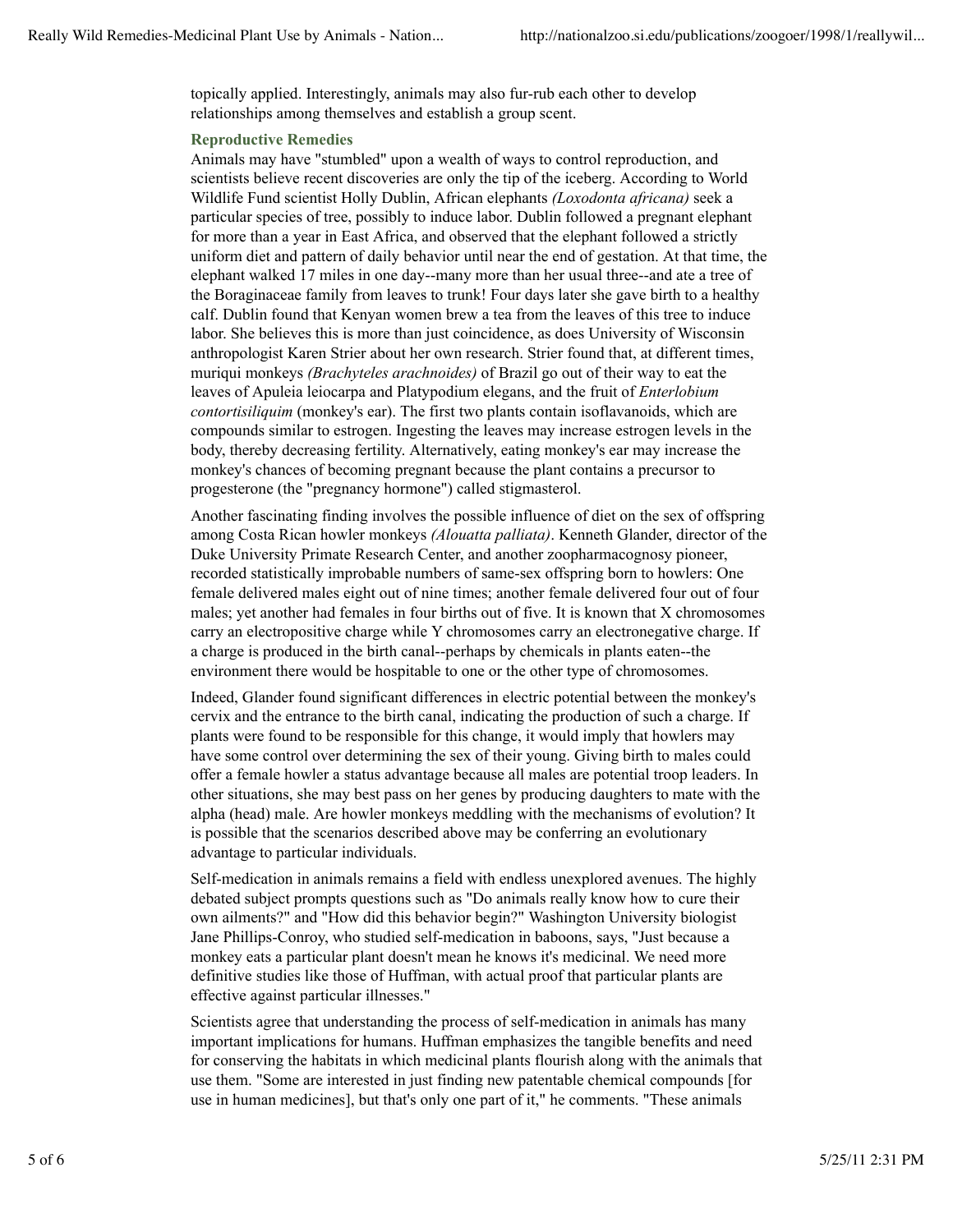topically applied. Interestingly, animals may also fur-rub each other to develop relationships among themselves and establish a group scent.

### Reproductive Remedies

Animals may have "stumbled" upon a wealth of ways to control reproduction, and scientists believe recent discoveries are only the tip of the iceberg. According to World Wildlife Fund scientist Holly Dublin, African elephants *(Loxodonta africana)* seek a particular species of tree, possibly to induce labor. Dublin followed a pregnant elephant for more than a year in East Africa, and observed that the elephant followed a strictly uniform diet and pattern of daily behavior until near the end of gestation. At that time, the elephant walked 17 miles in one day--many more than her usual three--and ate a tree of the Boraginaceae family from leaves to trunk! Four days later she gave birth to a healthy calf. Dublin found that Kenyan women brew a tea from the leaves of this tree to induce labor. She believes this is more than just coincidence, as does University of Wisconsin anthropologist Karen Strier about her own research. Strier found that, at different times, muriqui monkeys *(Brachyteles arachnoides)* of Brazil go out of their way to eat the leaves of Apuleia leiocarpa and Platypodium elegans, and the fruit of *Enterlobium contortisiliquim* (monkey's ear). The first two plants contain isoflavanoids, which are compounds similar to estrogen. Ingesting the leaves may increase estrogen levels in the body, thereby decreasing fertility. Alternatively, eating monkey's ear may increase the monkey's chances of becoming pregnant because the plant contains a precursor to progesterone (the "pregnancy hormone") called stigmasterol.

Another fascinating finding involves the possible influence of diet on the sex of offspring among Costa Rican howler monkeys *(Alouatta palliata)*. Kenneth Glander, director of the Duke University Primate Research Center, and another zoopharmacognosy pioneer, recorded statistically improbable numbers of same-sex offspring born to howlers: One female delivered males eight out of nine times; another female delivered four out of four males; yet another had females in four births out of five. It is known that X chromosomes carry an electropositive charge while Y chromosomes carry an electronegative charge. If a charge is produced in the birth canal--perhaps by chemicals in plants eaten--the environment there would be hospitable to one or the other type of chromosomes.

Indeed, Glander found significant differences in electric potential between the monkey's cervix and the entrance to the birth canal, indicating the production of such a charge. If plants were found to be responsible for this change, it would imply that howlers may have some control over determining the sex of their young. Giving birth to males could offer a female howler a status advantage because all males are potential troop leaders. In other situations, she may best pass on her genes by producing daughters to mate with the alpha (head) male. Are howler monkeys meddling with the mechanisms of evolution? It is possible that the scenarios described above may be conferring an evolutionary advantage to particular individuals.

Self-medication in animals remains a field with endless unexplored avenues. The highly debated subject prompts questions such as "Do animals really know how to cure their own ailments?" and "How did this behavior begin?" Washington University biologist Jane Phillips-Conroy, who studied self-medication in baboons, says, "Just because a monkey eats a particular plant doesn't mean he knows it's medicinal. We need more definitive studies like those of Huffman, with actual proof that particular plants are effective against particular illnesses."

Scientists agree that understanding the process of self-medication in animals has many important implications for humans. Huffman emphasizes the tangible benefits and need for conserving the habitats in which medicinal plants flourish along with the animals that use them. "Some are interested in just finding new patentable chemical compounds [for use in human medicines], but that's only one part of it," he comments. "These animals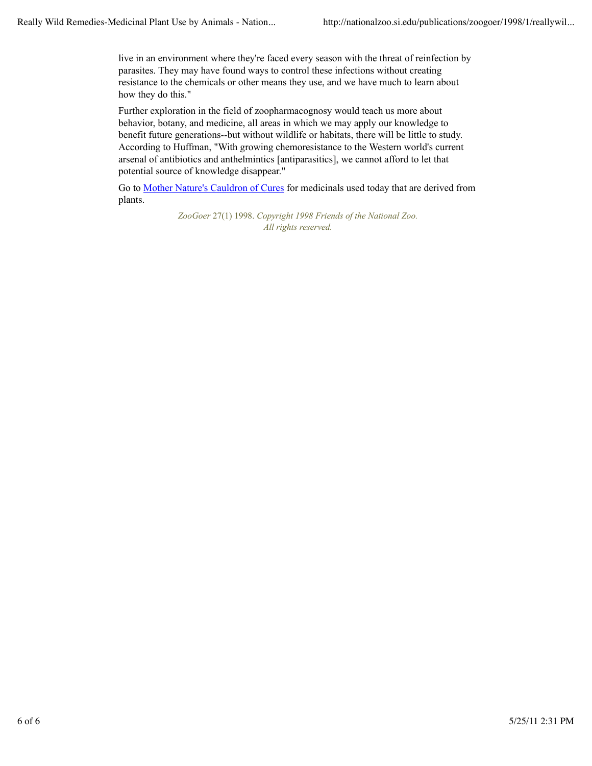live in an environment where they're faced every season with the threat of reinfection by parasites. They may have found ways to control these infections without creating resistance to the chemicals or other means they use, and we have much to learn about how they do this."

Further exploration in the field of zoopharmacognosy would teach us more about behavior, botany, and medicine, all areas in which we may apply our knowledge to benefit future generations--but without wildlife or habitats, there will be little to study. According to Huffman, "With growing chemoresistance to the Western world's current arsenal of antibiotics and anthelmintics [antiparasitics], we cannot afford to let that potential source of knowledge disappear."

Go to Mother Nature's Cauldron of Cures for medicinals used today that are derived from plants.

*ZooGoer* 27(1) 1998. *Copyright 1998 Friends of the National Zoo. All rights reserved.*